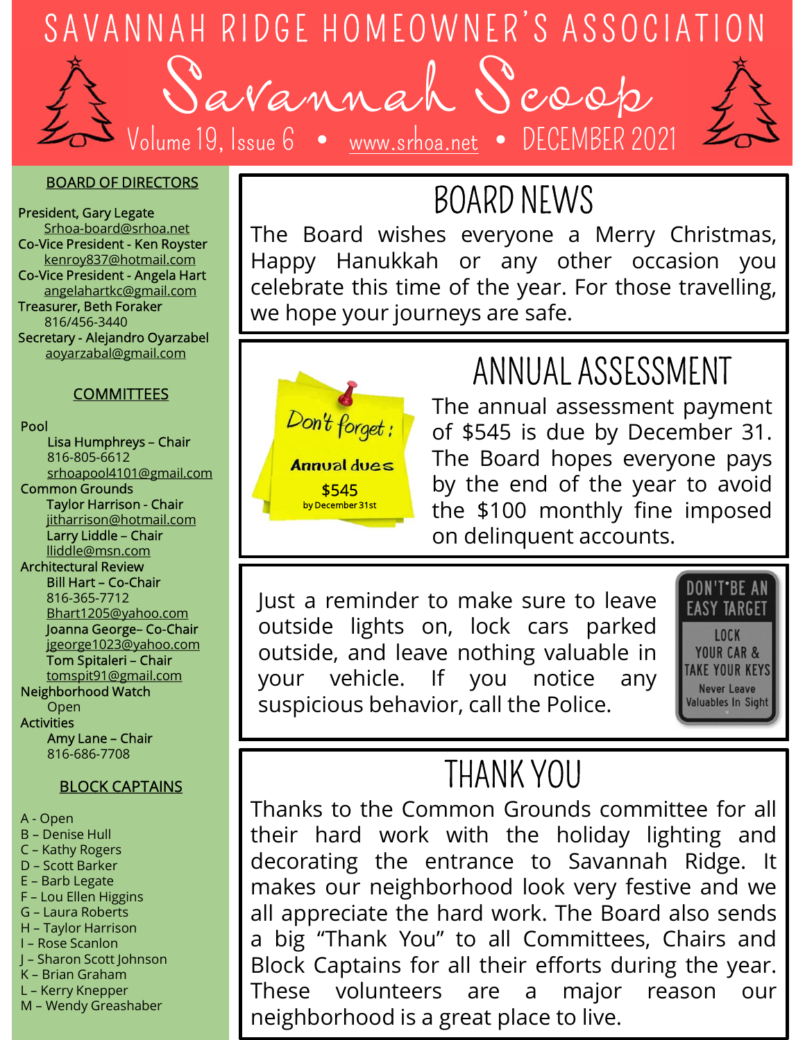# SAVANNAH RIDGE HOMEOWNER'S ASSOCIATION

# Savannah Scoop

Volume 19, Issue 6 • www.srhoa.net • DECEMBER 2021

## BOARD OF DIRECTORS

President, Gary Legate
Srhoa-board@srhoa.net

Co-Vice President - Ken Royster
kenroy837@hotmail.com

Co-Vice President - Angela Hart
angelahartkc@gmail.com

Treasurer, Beth Foraker
816/456-3440

Secretary - Alejandro Oyarzabel
aoyarzabal@gmail.com

## COMMITTEES

**Pool**
Lisa Humphreys – Chair
816-805-6612
srhoapool4101@gmail.com

**Common Grounds**
Taylor Harrison - Chair
jitharrison@hotmail.com
Larry Liddle – Chair
lliddle@msn.com

**Architectural Review**
Bill Hart – Co-Chair
816-365-7712
Bhart1205@yahoo.com
Joanna George– Co-Chair
jgeorge1023@yahoo.com
Tom Spitaleri – Chair
tomspit91@gmail.com

**Neighborhood Watch**
Open

**Activities**
Amy Lane – Chair
816-686-7708

## BLOCK CAPTAINS

A - Open
B – Denise Hull
C – Kathy Rogers
D – Scott Barker
E – Barb Legate
F – Lou Ellen Higgins
G – Laura Roberts
H – Taylor Harrison
I – Rose Scanlon
J – Sharon Scott Johnson
K – Brian Graham
L – Kerry Knepper
M – Wendy Greashaber

## BOARD NEWS

The Board wishes everyone a Merry Christmas, Happy Hanukkah or any other occasion you celebrate this time of the year. For those travelling, we hope your journeys are safe.

## ANNUAL ASSESSMENT

Don't forget: Annual dues $545 by December 31st

The annual assessment payment of $545 is due by December 31. The Board hopes everyone pays by the end of the year to avoid the $100 monthly fine imposed on delinquent accounts.

Just a reminder to make sure to leave outside lights on, lock cars parked outside, and leave nothing valuable in your vehicle. If you notice any suspicious behavior, call the Police.

DON'T BE AN EASY TARGET — LOCK YOUR CAR & TAKE YOUR KEYS — Never Leave Valuables In Sight

## THANK YOU

Thanks to the Common Grounds committee for all their hard work with the holiday lighting and decorating the entrance to Savannah Ridge. It makes our neighborhood look very festive and we all appreciate the hard work. The Board also sends a big "Thank You" to all Committees, Chairs and Block Captains for all their efforts during the year. These volunteers are a major reason our neighborhood is a great place to live.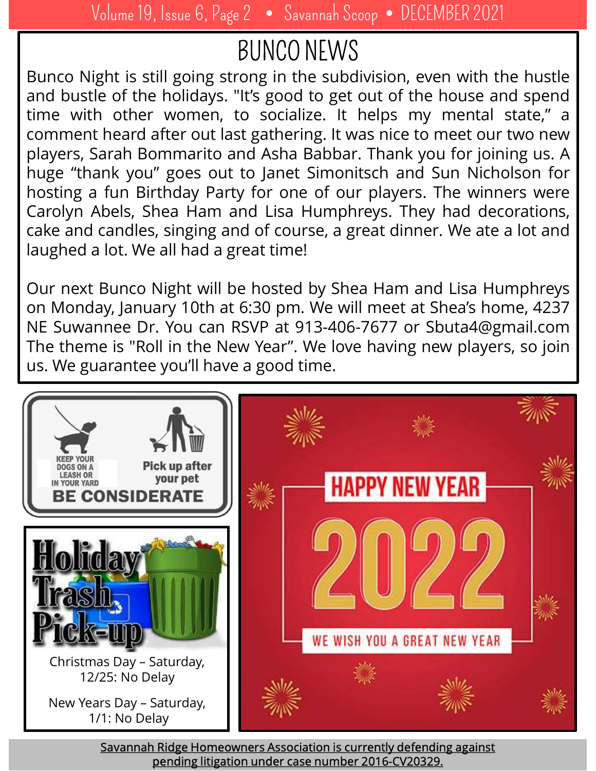# BUNCO NEWS

Bunco Night is still going strong in the subdivision, even with the hustle and bustle of the holidays. "It's good to get out of the house and spend time with other women, to socialize. It helps my mental state," a comment heard after out last gathering. It was nice to meet our two new players, Sarah Bommarito and Asha Babbar. Thank you for joining us. A huge "thank you" goes out to Janet Simonitsch and Sun Nicholson for hosting a fun Birthday Party for one of our players. The winners were Carolyn Abels, Shea Ham and Lisa Humphreys. They had decorations, cake and candles, singing and of course, a great dinner. We ate a lot and laughed a lot. We all had a great time!

Our next Bunco Night will be hosted by Shea Ham and Lisa Humphreys on Monday, January 10th at 6:30 pm. We will meet at Shea's home, 4237 NE Suwannee Dr. You can RSVP at 913-406-7677 or Sbuta4@gmail.com The theme is "Roll in the New Year". We love having new players, so join us. We guarantee you'll have a good time.

KEEP YOUR DOGS ON A LEASH OR IN YOUR YARD

Pick up after your pet

**BE CONSIDERATE**

## Holiday Trash Pick-up

Christmas Day – Saturday, 12/25: No Delay

New Years Day – Saturday, 1/1: No Delay

HAPPY NEW YEAR

2022

WE WISH YOU A GREAT NEW YEAR

Savannah Ridge Homeowners Association is currently defending against pending litigation under case number 2016-CV20329.